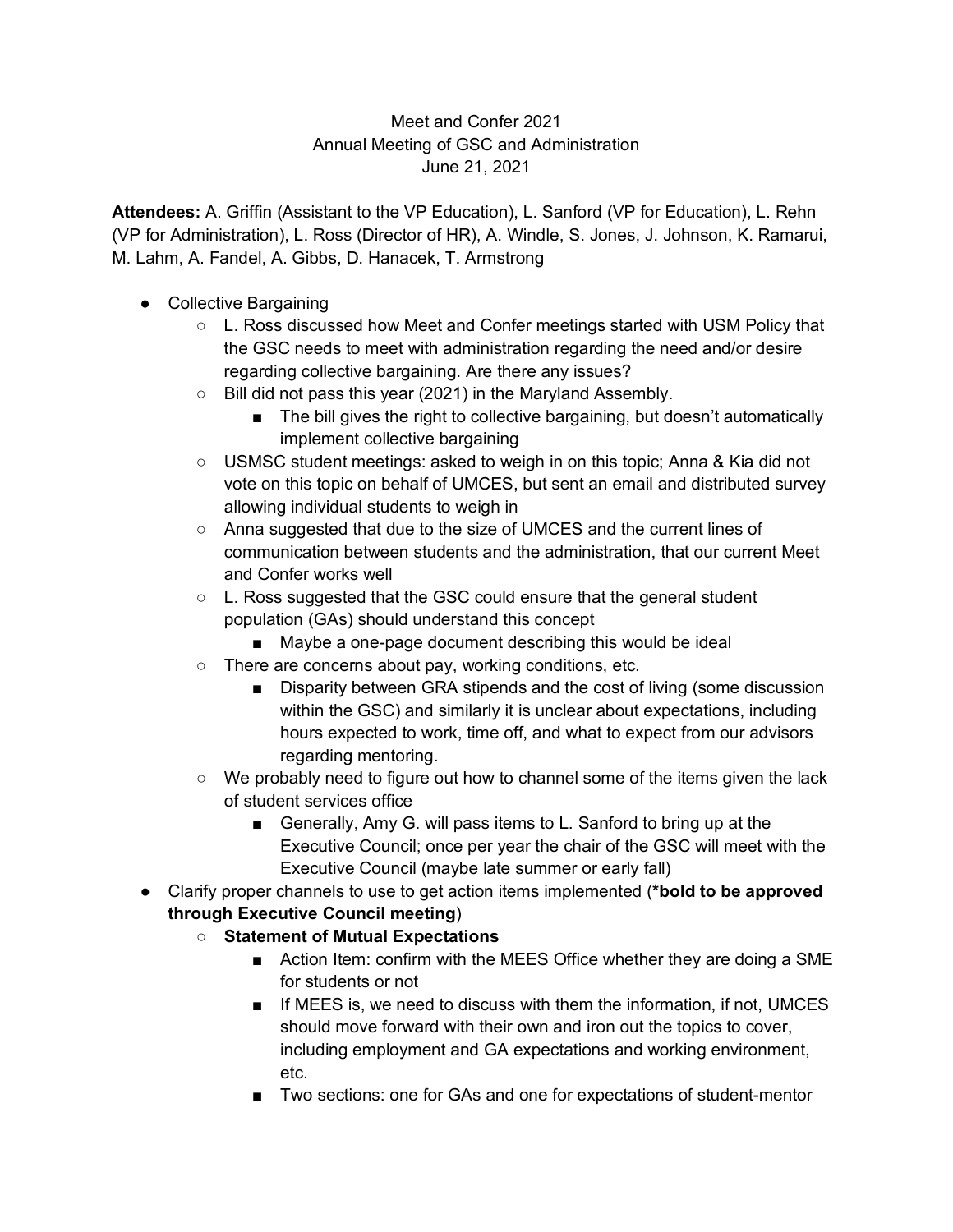Meet and Confer 2021
Annual Meeting of GSC and Administration
June 21, 2021

**Attendees:** A. Griffin (Assistant to the VP Education), L. Sanford (VP for Education), L. Rehn (VP for Administration), L. Ross (Director of HR), A. Windle, S. Jones, J. Johnson, K. Ramarui, M. Lahm, A. Fandel, A. Gibbs, D. Hanacek, T. Armstrong

- Collective Bargaining
  - L. Ross discussed how Meet and Confer meetings started with USM Policy that the GSC needs to meet with administration regarding the need and/or desire regarding collective bargaining. Are there any issues?
  - Bill did not pass this year (2021) in the Maryland Assembly.
    - The bill gives the right to collective bargaining, but doesn't automatically implement collective bargaining
  - USMSC student meetings: asked to weigh in on this topic; Anna & Kia did not vote on this topic on behalf of UMCES, but sent an email and distributed survey allowing individual students to weigh in
  - Anna suggested that due to the size of UMCES and the current lines of communication between students and the administration, that our current Meet and Confer works well
  - L. Ross suggested that the GSC could ensure that the general student population (GAs) should understand this concept
    - Maybe a one-page document describing this would be ideal
  - There are concerns about pay, working conditions, etc.
    - Disparity between GRA stipends and the cost of living (some discussion within the GSC) and similarly it is unclear about expectations, including hours expected to work, time off, and what to expect from our advisors regarding mentoring.
  - We probably need to figure out how to channel some of the items given the lack of student services office
    - Generally, Amy G. will pass items to L. Sanford to bring up at the Executive Council; once per year the chair of the GSC will meet with the Executive Council (maybe late summer or early fall)
- Clarify proper channels to use to get action items implemented (***bold to be approved through Executive Council meeting**)
  - **Statement of Mutual Expectations**
    - Action Item: confirm with the MEES Office whether they are doing a SME for students or not
    - If MEES is, we need to discuss with them the information, if not, UMCES should move forward with their own and iron out the topics to cover, including employment and GA expectations and working environment, etc.
    - Two sections: one for GAs and one for expectations of student-mentor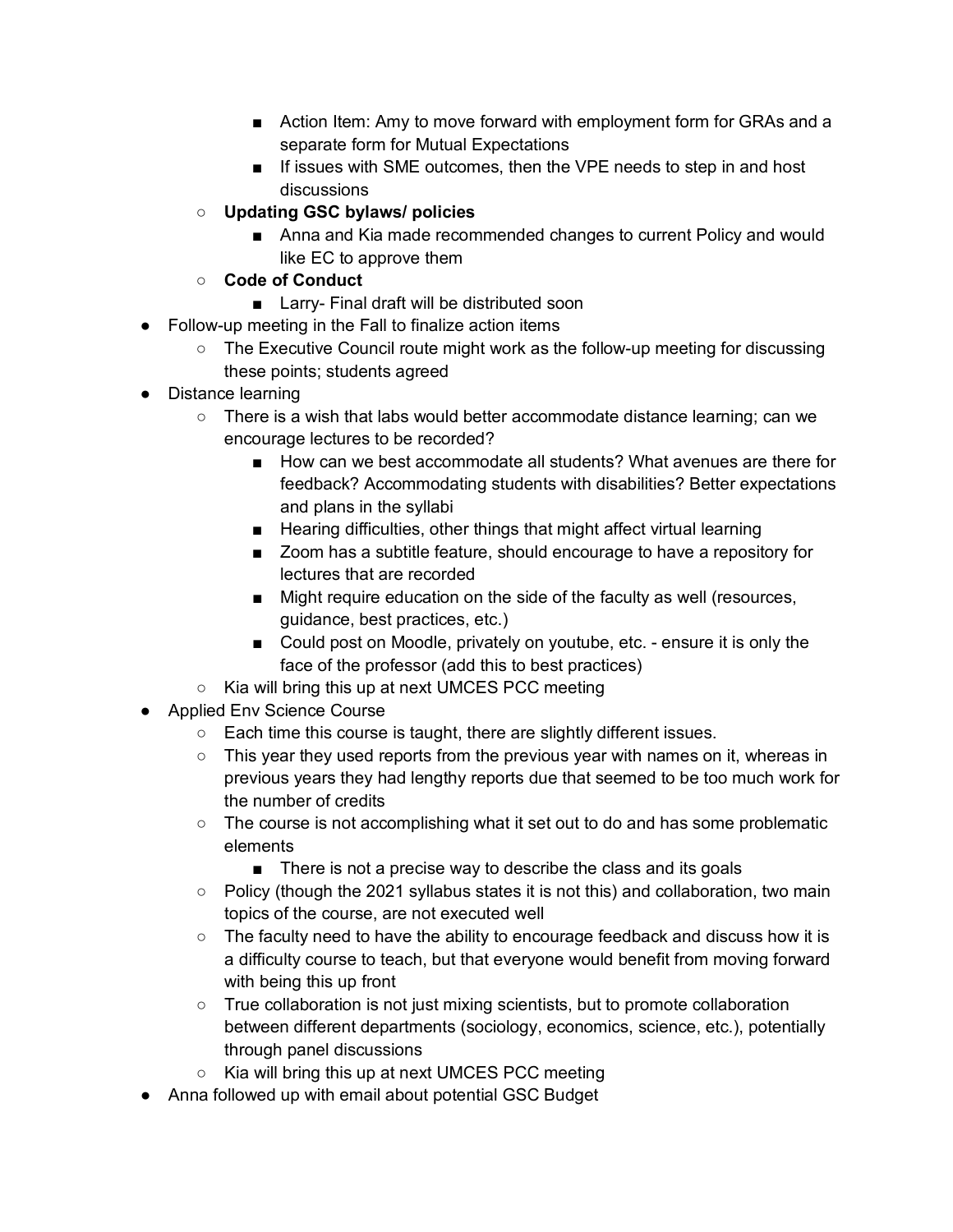- Action Item: Amy to move forward with employment form for GRAs and a separate form for Mutual Expectations
        - If issues with SME outcomes, then the VPE needs to step in and host discussions
    - **Updating GSC bylaws/ policies**
        - Anna and Kia made recommended changes to current Policy and would like EC to approve them
    - **Code of Conduct**
        - Larry- Final draft will be distributed soon
- Follow-up meeting in the Fall to finalize action items
    - The Executive Council route might work as the follow-up meeting for discussing these points; students agreed
- Distance learning
    - There is a wish that labs would better accommodate distance learning; can we encourage lectures to be recorded?
        - How can we best accommodate all students? What avenues are there for feedback? Accommodating students with disabilities? Better expectations and plans in the syllabi
        - Hearing difficulties, other things that might affect virtual learning
        - Zoom has a subtitle feature, should encourage to have a repository for lectures that are recorded
        - Might require education on the side of the faculty as well (resources, guidance, best practices, etc.)
        - Could post on Moodle, privately on youtube, etc. - ensure it is only the face of the professor (add this to best practices)
    - Kia will bring this up at next UMCES PCC meeting
- Applied Env Science Course
    - Each time this course is taught, there are slightly different issues.
    - This year they used reports from the previous year with names on it, whereas in previous years they had lengthy reports due that seemed to be too much work for the number of credits
    - The course is not accomplishing what it set out to do and has some problematic elements
        - There is not a precise way to describe the class and its goals
    - Policy (though the 2021 syllabus states it is not this) and collaboration, two main topics of the course, are not executed well
    - The faculty need to have the ability to encourage feedback and discuss how it is a difficulty course to teach, but that everyone would benefit from moving forward with being this up front
    - True collaboration is not just mixing scientists, but to promote collaboration between different departments (sociology, economics, science, etc.), potentially through panel discussions
    - Kia will bring this up at next UMCES PCC meeting
- Anna followed up with email about potential GSC Budget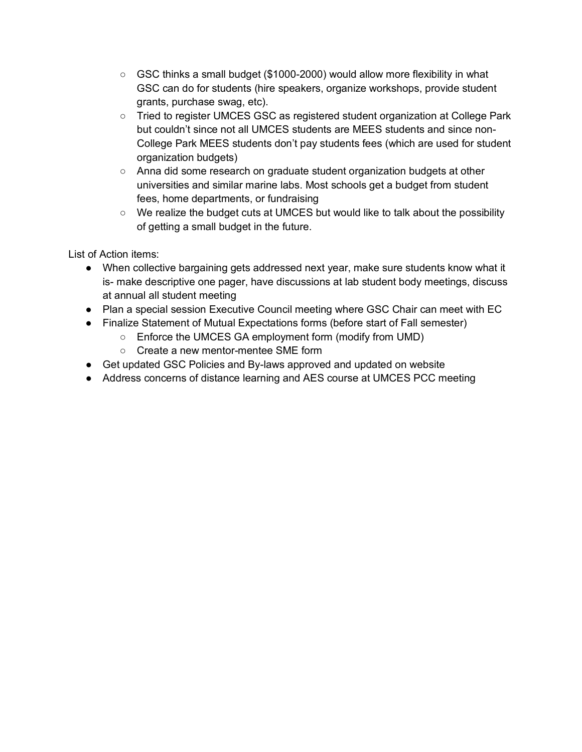- GSC thinks a small budget ($1000-2000) would allow more flexibility in what GSC can do for students (hire speakers, organize workshops, provide student grants, purchase swag, etc).
    - Tried to register UMCES GSC as registered student organization at College Park but couldn't since not all UMCES students are MEES students and since non-College Park MEES students don't pay students fees (which are used for student organization budgets)
    - Anna did some research on graduate student organization budgets at other universities and similar marine labs. Most schools get a budget from student fees, home departments, or fundraising
    - We realize the budget cuts at UMCES but would like to talk about the possibility of getting a small budget in the future.

List of Action items:

- When collective bargaining gets addressed next year, make sure students know what it is- make descriptive one pager, have discussions at lab student body meetings, discuss at annual all student meeting
- Plan a special session Executive Council meeting where GSC Chair can meet with EC
- Finalize Statement of Mutual Expectations forms (before start of Fall semester)
    - Enforce the UMCES GA employment form (modify from UMD)
    - Create a new mentor-mentee SME form
- Get updated GSC Policies and By-laws approved and updated on website
- Address concerns of distance learning and AES course at UMCES PCC meeting